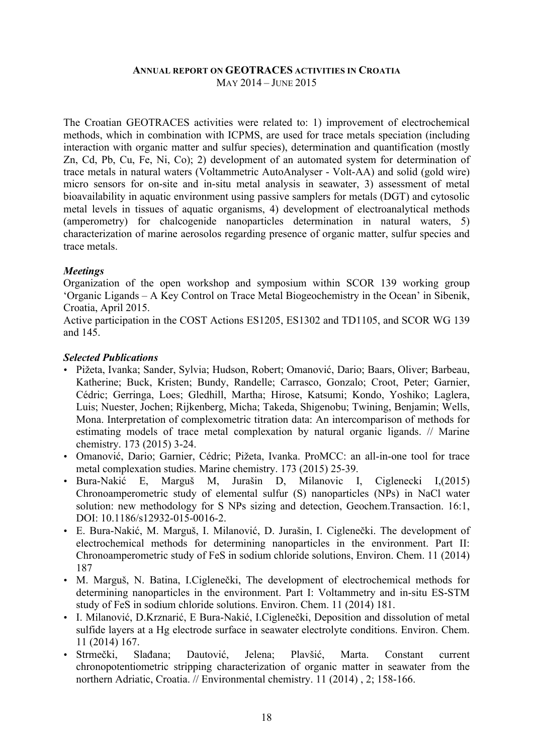# Annual report on GEOTRACES activities in Croatia

May 2014 – June 2015

The Croatian GEOTRACES activities were related to: 1) improvement of electrochemical methods, which in combination with ICPMS, are used for trace metals speciation (including interaction with organic matter and sulfur species), determination and quantification (mostly Zn, Cd, Pb, Cu, Fe, Ni, Co); 2) development of an automated system for determination of trace metals in natural waters (Voltammetric AutoAnalyser - Volt-AA) and solid (gold wire) micro sensors for on-site and in-situ metal analysis in seawater, 3) assessment of metal bioavailability in aquatic environment using passive samplers for metals (DGT) and cytosolic metal levels in tissues of aquatic organisms, 4) development of electroanalytical methods (amperometry) for chalcogenide nanoparticles determination in natural waters, 5) characterization of marine aerosolos regarding presence of organic matter, sulfur species and trace metals.

### *Meetings*

Organization of the open workshop and symposium within SCOR 139 working group 'Organic Ligands – A Key Control on Trace Metal Biogeochemistry in the Ocean' in Sibenik, Croatia, April 2015.

Active participation in the COST Actions ES1205, ES1302 and TD1105, and SCOR WG 139 and 145.

### *Selected Publications*

- Pižeta, Ivanka; Sander, Sylvia; Hudson, Robert; Omanović, Dario; Baars, Oliver; Barbeau, Katherine; Buck, Kristen; Bundy, Randelle; Carrasco, Gonzalo; Croot, Peter; Garnier, Cédric; Gerringa, Loes; Gledhill, Martha; Hirose, Katsumi; Kondo, Yoshiko; Laglera, Luis; Nuester, Jochen; Rijkenberg, Micha; Takeda, Shigenobu; Twining, Benjamin; Wells, Mona. Interpretation of complexometric titration data: An intercomparison of methods for estimating models of trace metal complexation by natural organic ligands. // Marine chemistry. 173 (2015) 3-24.
- Omanović, Dario; Garnier, Cédric; Pižeta, Ivanka. ProMCC: an all-in-one tool for trace metal complexation studies. Marine chemistry. 173 (2015) 25-39.
- Bura-Nakić E, Marguš M, Jurašin D, Milanovic I, Ciglenecki I,(2015) Chronoamperometric study of elemental sulfur (S) nanoparticles (NPs) in NaCl water solution: new methodology for S NPs sizing and detection, Geochem.Transaction. 16:1, DOI: 10.1186/s12932-015-0016-2.
- E. Bura-Nakić, M. Marguš, I. Milanović, D. Jurašin, I. Ciglenečki. The development of electrochemical methods for determining nanoparticles in the environment. Part II: Chronoamperometric study of FeS in sodium chloride solutions, Environ. Chem. 11 (2014) 187
- M. Marguš, N. Batina, I.Ciglenečki, The development of electrochemical methods for determining nanoparticles in the environment. Part I: Voltammetry and in-situ ES-STM study of FeS in sodium chloride solutions. Environ. Chem. 11 (2014) 181.
- I. Milanović, D.Krznarić, E Bura-Nakić, I.Ciglenečki, Deposition and dissolution of metal sulfide layers at a Hg electrode surface in seawater electrolyte conditions. Environ. Chem. 11 (2014) 167.
- Strmečki, Slađana; Dautović, Jelena; Plavšić, Marta. Constant current chronopotentiometric stripping characterization of organic matter in seawater from the northern Adriatic, Croatia. // Environmental chemistry. 11 (2014) , 2; 158-166.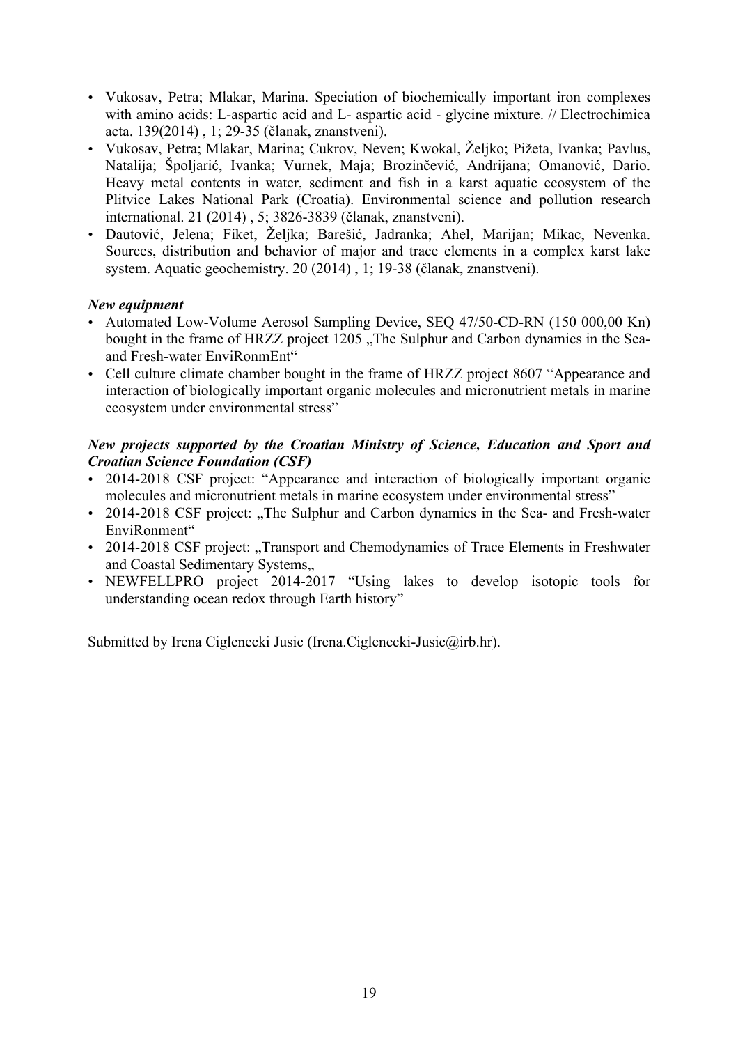- Vukosav, Petra; Mlakar, Marina. Speciation of biochemically important iron complexes with amino acids: L-aspartic acid and L- aspartic acid - glycine mixture. // Electrochimica acta. 139(2014) , 1; 29-35 (članak, znanstveni).
- Vukosav, Petra; Mlakar, Marina; Cukrov, Neven; Kwokal, Željko; Pižeta, Ivanka; Pavlus, Natalija; Špoljarić, Ivanka; Vurnek, Maja; Brozinčević, Andrijana; Omanović, Dario. Heavy metal contents in water, sediment and fish in a karst aquatic ecosystem of the Plitvice Lakes National Park (Croatia). Environmental science and pollution research international. 21 (2014) , 5; 3826-3839 (članak, znanstveni).
- Dautović, Jelena; Fiket, Željka; Barešić, Jadranka; Ahel, Marijan; Mikac, Nevenka. Sources, distribution and behavior of major and trace elements in a complex karst lake system. Aquatic geochemistry. 20 (2014) , 1; 19-38 (članak, znanstveni).

***New equipment***

- Automated Low-Volume Aerosol Sampling Device, SEQ 47/50-CD-RN (150 000,00 Kn) bought in the frame of HRZZ project 1205 „The Sulphur and Carbon dynamics in the Sea- and Fresh-water EnviRonmEnt"
- Cell culture climate chamber bought in the frame of HRZZ project 8607 "Appearance and interaction of biologically important organic molecules and micronutrient metals in marine ecosystem under environmental stress"

***New projects supported by the Croatian Ministry of Science, Education and Sport and Croatian Science Foundation (CSF)***

- 2014-2018 CSF project: "Appearance and interaction of biologically important organic molecules and micronutrient metals in marine ecosystem under environmental stress"
- 2014-2018 CSF project: „The Sulphur and Carbon dynamics in the Sea- and Fresh-water EnviRonment"
- 2014-2018 CSF project: „Transport and Chemodynamics of Trace Elements in Freshwater and Coastal Sedimentary Systems,,
- NEWFELLPRO project 2014-2017 "Using lakes to develop isotopic tools for understanding ocean redox through Earth history"

Submitted by Irena Ciglenecki Jusic (Irena.Ciglenecki-Jusic@irb.hr).